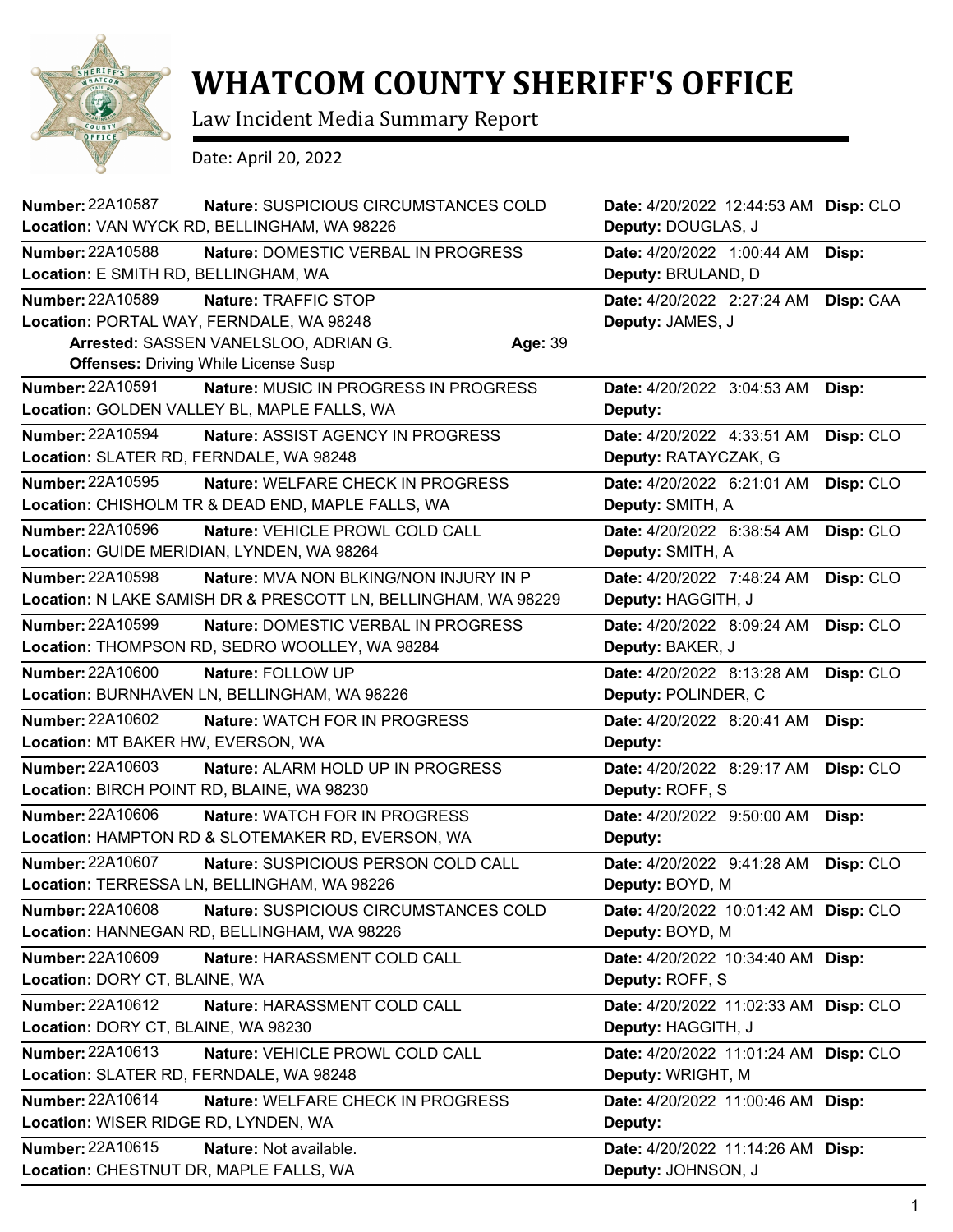# WHATCOM COUNTY SHERIFF'S OFFICE

Law Incident Media Summary Report

Date: April 20, 2022

| Number | Nature | Location | Date | Deputy | Disp |
|---|---|---|---|---|---|
| 22A10587 | SUSPICIOUS CIRCUMSTANCES COLD | VAN WYCK RD, BELLINGHAM, WA 98226 | 4/20/2022 12:44:53 AM | DOUGLAS, J | CLO |
| 22A10588 | DOMESTIC VERBAL IN PROGRESS | E SMITH RD, BELLINGHAM, WA | 4/20/2022 1:00:44 AM | BRULAND, D | |
| 22A10589 | TRAFFIC STOP | PORTAL WAY, FERNDALE, WA 98248 | 4/20/2022 2:27:24 AM | JAMES, J | CAA |
| | **Arrested:** SASSEN VANELSLOO, ADRIAN G. **Age:** 39 **Offenses:** Driving While License Susp | | | | |
| 22A10591 | MUSIC IN PROGRESS IN PROGRESS | GOLDEN VALLEY BL, MAPLE FALLS, WA | 4/20/2022 3:04:53 AM | | |
| 22A10594 | ASSIST AGENCY IN PROGRESS | SLATER RD, FERNDALE, WA 98248 | 4/20/2022 4:33:51 AM | RATAYCZAK, G | CLO |
| 22A10595 | WELFARE CHECK IN PROGRESS | CHISHOLM TR & DEAD END, MAPLE FALLS, WA | 4/20/2022 6:21:01 AM | SMITH, A | CLO |
| 22A10596 | VEHICLE PROWL COLD CALL | GUIDE MERIDIAN, LYNDEN, WA 98264 | 4/20/2022 6:38:54 AM | SMITH, A | CLO |
| 22A10598 | MVA NON BLKING/NON INJURY IN P | N LAKE SAMISH DR & PRESCOTT LN, BELLINGHAM, WA 98229 | 4/20/2022 7:48:24 AM | HAGGITH, J | CLO |
| 22A10599 | DOMESTIC VERBAL IN PROGRESS | THOMPSON RD, SEDRO WOOLLEY, WA 98284 | 4/20/2022 8:09:24 AM | BAKER, J | CLO |
| 22A10600 | FOLLOW UP | BURNHAVEN LN, BELLINGHAM, WA 98226 | 4/20/2022 8:13:28 AM | POLINDER, C | CLO |
| 22A10602 | WATCH FOR IN PROGRESS | MT BAKER HW, EVERSON, WA | 4/20/2022 8:20:41 AM | | |
| 22A10603 | ALARM HOLD UP IN PROGRESS | BIRCH POINT RD, BLAINE, WA 98230 | 4/20/2022 8:29:17 AM | ROFF, S | CLO |
| 22A10606 | WATCH FOR IN PROGRESS | HAMPTON RD & SLOTEMAKER RD, EVERSON, WA | 4/20/2022 9:50:00 AM | | |
| 22A10607 | SUSPICIOUS PERSON COLD CALL | TERRESSA LN, BELLINGHAM, WA 98226 | 4/20/2022 9:41:28 AM | BOYD, M | CLO |
| 22A10608 | SUSPICIOUS CIRCUMSTANCES COLD | HANNEGAN RD, BELLINGHAM, WA 98226 | 4/20/2022 10:01:42 AM | BOYD, M | CLO |
| 22A10609 | HARASSMENT COLD CALL | DORY CT, BLAINE, WA | 4/20/2022 10:34:40 AM | ROFF, S | |
| 22A10612 | HARASSMENT COLD CALL | DORY CT, BLAINE, WA 98230 | 4/20/2022 11:02:33 AM | HAGGITH, J | CLO |
| 22A10613 | VEHICLE PROWL COLD CALL | SLATER RD, FERNDALE, WA 98248 | 4/20/2022 11:01:24 AM | WRIGHT, M | CLO |
| 22A10614 | WELFARE CHECK IN PROGRESS | WISER RIDGE RD, LYNDEN, WA | 4/20/2022 11:00:46 AM | | |
| 22A10615 | Not available. | CHESTNUT DR, MAPLE FALLS, WA | 4/20/2022 11:14:26 AM | JOHNSON, J | |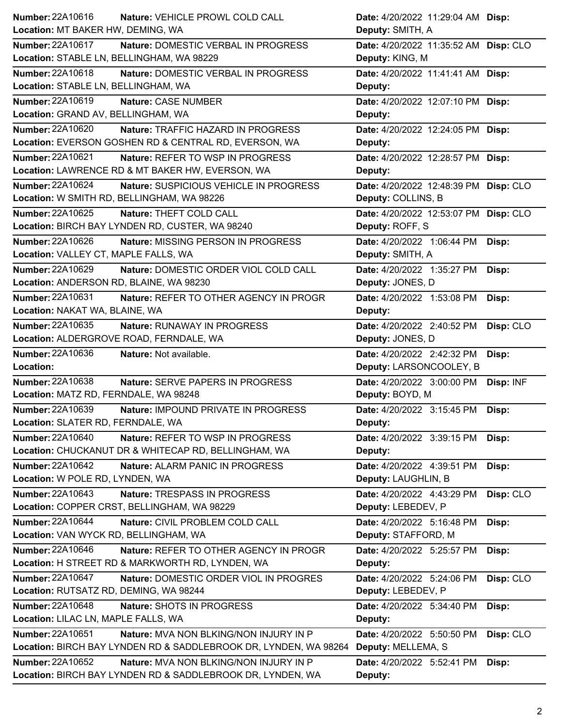| Number | Nature | Location | Date | Deputy | Disp |
| --- | --- | --- | --- | --- | --- |
| 22A10616 | VEHICLE PROWL COLD CALL | MT BAKER HW, DEMING, WA | 4/20/2022 11:29:04 AM | SMITH, A | |
| 22A10617 | DOMESTIC VERBAL IN PROGRESS | STABLE LN, BELLINGHAM, WA 98229 | 4/20/2022 11:35:52 AM | KING, M | CLO |
| 22A10618 | DOMESTIC VERBAL IN PROGRESS | STABLE LN, BELLINGHAM, WA | 4/20/2022 11:41:41 AM | | |
| 22A10619 | CASE NUMBER | GRAND AV, BELLINGHAM, WA | 4/20/2022 12:07:10 PM | | |
| 22A10620 | TRAFFIC HAZARD IN PROGRESS | EVERSON GOSHEN RD & CENTRAL RD, EVERSON, WA | 4/20/2022 12:24:05 PM | | |
| 22A10621 | REFER TO WSP IN PROGRESS | LAWRENCE RD & MT BAKER HW, EVERSON, WA | 4/20/2022 12:28:57 PM | | |
| 22A10624 | SUSPICIOUS VEHICLE IN PROGRESS | W SMITH RD, BELLINGHAM, WA 98226 | 4/20/2022 12:48:39 PM | COLLINS, B | CLO |
| 22A10625 | THEFT COLD CALL | BIRCH BAY LYNDEN RD, CUSTER, WA 98240 | 4/20/2022 12:53:07 PM | ROFF, S | CLO |
| 22A10626 | MISSING PERSON IN PROGRESS | VALLEY CT, MAPLE FALLS, WA | 4/20/2022 1:06:44 PM | SMITH, A | |
| 22A10629 | DOMESTIC ORDER VIOL COLD CALL | ANDERSON RD, BLAINE, WA 98230 | 4/20/2022 1:35:27 PM | JONES, D | |
| 22A10631 | REFER TO OTHER AGENCY IN PROGR | NAKAT WA, BLAINE, WA | 4/20/2022 1:53:08 PM | | |
| 22A10635 | RUNAWAY IN PROGRESS | ALDERGROVE ROAD, FERNDALE, WA | 4/20/2022 2:40:52 PM | JONES, D | CLO |
| 22A10636 | Not available. | | 4/20/2022 2:42:32 PM | LARSONCOOLEY, B | |
| 22A10638 | SERVE PAPERS IN PROGRESS | MATZ RD, FERNDALE, WA 98248 | 4/20/2022 3:00:00 PM | BOYD, M | INF |
| 22A10639 | IMPOUND PRIVATE IN PROGRESS | SLATER RD, FERNDALE, WA | 4/20/2022 3:15:45 PM | | |
| 22A10640 | REFER TO WSP IN PROGRESS | CHUCKANUT DR & WHITECAP RD, BELLINGHAM, WA | 4/20/2022 3:39:15 PM | | |
| 22A10642 | ALARM PANIC IN PROGRESS | W POLE RD, LYNDEN, WA | 4/20/2022 4:39:51 PM | LAUGHLIN, B | |
| 22A10643 | TRESPASS IN PROGRESS | COPPER CRST, BELLINGHAM, WA 98229 | 4/20/2022 4:43:29 PM | LEBEDEV, P | CLO |
| 22A10644 | CIVIL PROBLEM COLD CALL | VAN WYCK RD, BELLINGHAM, WA | 4/20/2022 5:16:48 PM | STAFFORD, M | |
| 22A10646 | REFER TO OTHER AGENCY IN PROGR | H STREET RD & MARKWORTH RD, LYNDEN, WA | 4/20/2022 5:25:57 PM | | |
| 22A10647 | DOMESTIC ORDER VIOL IN PROGRES | RUTSATZ RD, DEMING, WA 98244 | 4/20/2022 5:24:06 PM | LEBEDEV, P | CLO |
| 22A10648 | SHOTS IN PROGRESS | LILAC LN, MAPLE FALLS, WA | 4/20/2022 5:34:40 PM | | |
| 22A10651 | MVA NON BLKING/NON INJURY IN P | BIRCH BAY LYNDEN RD & SADDLEBROOK DR, LYNDEN, WA 98264 | 4/20/2022 5:50:50 PM | MELLEMA, S | CLO |
| 22A10652 | MVA NON BLKING/NON INJURY IN P | BIRCH BAY LYNDEN RD & SADDLEBROOK DR, LYNDEN, WA | 4/20/2022 5:52:41 PM | | |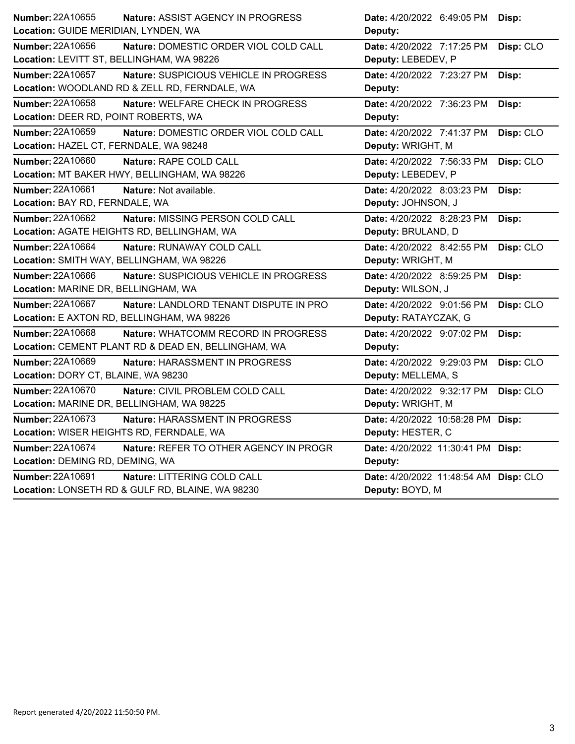**Number:** 22A10655 **Nature:** ASSIST AGENCY IN PROGRESS **Date:** 4/20/2022 6:49:05 PM **Disp:**
**Location:** GUIDE MERIDIAN, LYNDEN, WA **Deputy:**

**Number:** 22A10656 **Nature:** DOMESTIC ORDER VIOL COLD CALL **Date:** 4/20/2022 7:17:25 PM **Disp:** CLO
**Location:** LEVITT ST, BELLINGHAM, WA 98226 **Deputy:** LEBEDEV, P

**Number:** 22A10657 **Nature:** SUSPICIOUS VEHICLE IN PROGRESS **Date:** 4/20/2022 7:23:27 PM **Disp:**
**Location:** WOODLAND RD & ZELL RD, FERNDALE, WA **Deputy:**

**Number:** 22A10658 **Nature:** WELFARE CHECK IN PROGRESS **Date:** 4/20/2022 7:36:23 PM **Disp:**
**Location:** DEER RD, POINT ROBERTS, WA **Deputy:**

**Number:** 22A10659 **Nature:** DOMESTIC ORDER VIOL COLD CALL **Date:** 4/20/2022 7:41:37 PM **Disp:** CLO
**Location:** HAZEL CT, FERNDALE, WA 98248 **Deputy:** WRIGHT, M

**Number:** 22A10660 **Nature:** RAPE COLD CALL **Date:** 4/20/2022 7:56:33 PM **Disp:** CLO
**Location:** MT BAKER HWY, BELLINGHAM, WA 98226 **Deputy:** LEBEDEV, P

**Number:** 22A10661 **Nature:** Not available. **Date:** 4/20/2022 8:03:23 PM **Disp:**
**Location:** BAY RD, FERNDALE, WA **Deputy:** JOHNSON, J

**Number:** 22A10662 **Nature:** MISSING PERSON COLD CALL **Date:** 4/20/2022 8:28:23 PM **Disp:**
**Location:** AGATE HEIGHTS RD, BELLINGHAM, WA **Deputy:** BRULAND, D

**Number:** 22A10664 **Nature:** RUNAWAY COLD CALL **Date:** 4/20/2022 8:42:55 PM **Disp:** CLO
**Location:** SMITH WAY, BELLINGHAM, WA 98226 **Deputy:** WRIGHT, M

**Number:** 22A10666 **Nature:** SUSPICIOUS VEHICLE IN PROGRESS **Date:** 4/20/2022 8:59:25 PM **Disp:**
**Location:** MARINE DR, BELLINGHAM, WA **Deputy:** WILSON, J

**Number:** 22A10667 **Nature:** LANDLORD TENANT DISPUTE IN PRO **Date:** 4/20/2022 9:01:56 PM **Disp:** CLO
**Location:** E AXTON RD, BELLINGHAM, WA 98226 **Deputy:** RATAYCZAK, G

**Number:** 22A10668 **Nature:** WHATCOMM RECORD IN PROGRESS **Date:** 4/20/2022 9:07:02 PM **Disp:**
**Location:** CEMENT PLANT RD & DEAD EN, BELLINGHAM, WA **Deputy:**

**Number:** 22A10669 **Nature:** HARASSMENT IN PROGRESS **Date:** 4/20/2022 9:29:03 PM **Disp:** CLO
**Location:** DORY CT, BLAINE, WA 98230 **Deputy:** MELLEMA, S

**Number:** 22A10670 **Nature:** CIVIL PROBLEM COLD CALL **Date:** 4/20/2022 9:32:17 PM **Disp:** CLO
**Location:** MARINE DR, BELLINGHAM, WA 98225 **Deputy:** WRIGHT, M

**Number:** 22A10673 **Nature:** HARASSMENT IN PROGRESS **Date:** 4/20/2022 10:58:28 PM **Disp:**
**Location:** WISER HEIGHTS RD, FERNDALE, WA **Deputy:** HESTER, C

**Number:** 22A10674 **Nature:** REFER TO OTHER AGENCY IN PROGR **Date:** 4/20/2022 11:30:41 PM **Disp:**
**Location:** DEMING RD, DEMING, WA **Deputy:**

**Number:** 22A10691 **Nature:** LITTERING COLD CALL **Date:** 4/20/2022 11:48:54 AM **Disp:** CLO
**Location:** LONSETH RD & GULF RD, BLAINE, WA 98230 **Deputy:** BOYD, M

Report generated 4/20/2022 11:50:50 PM.